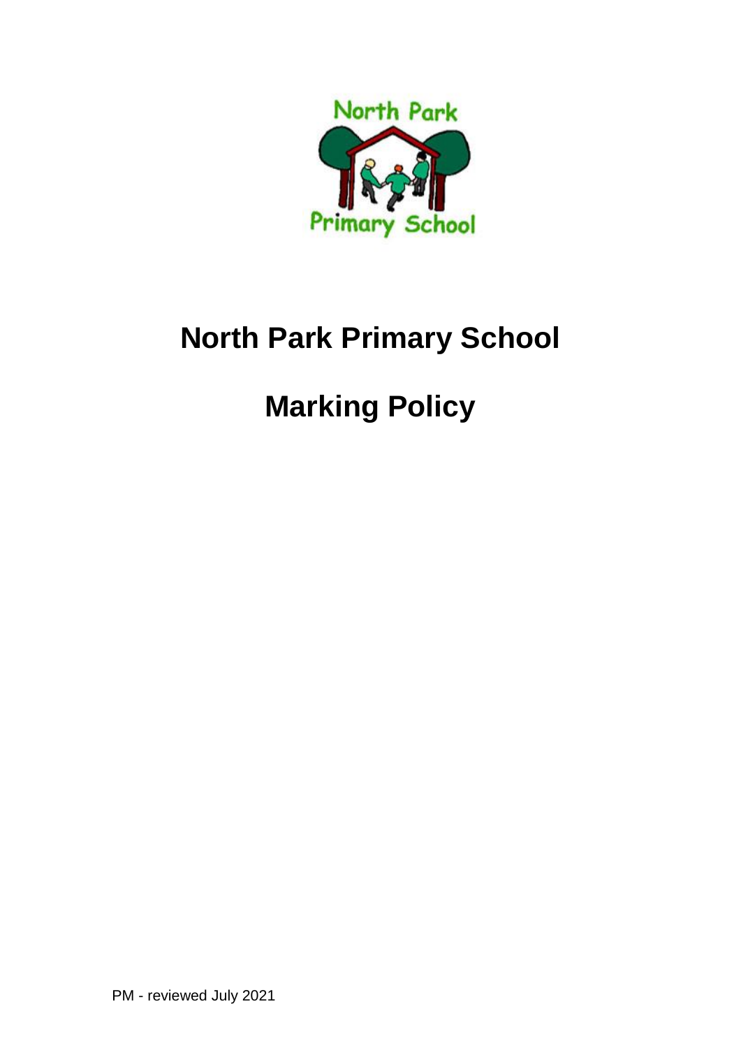# North Park Primary School

# Marking Policy

PM - reviewed July 2021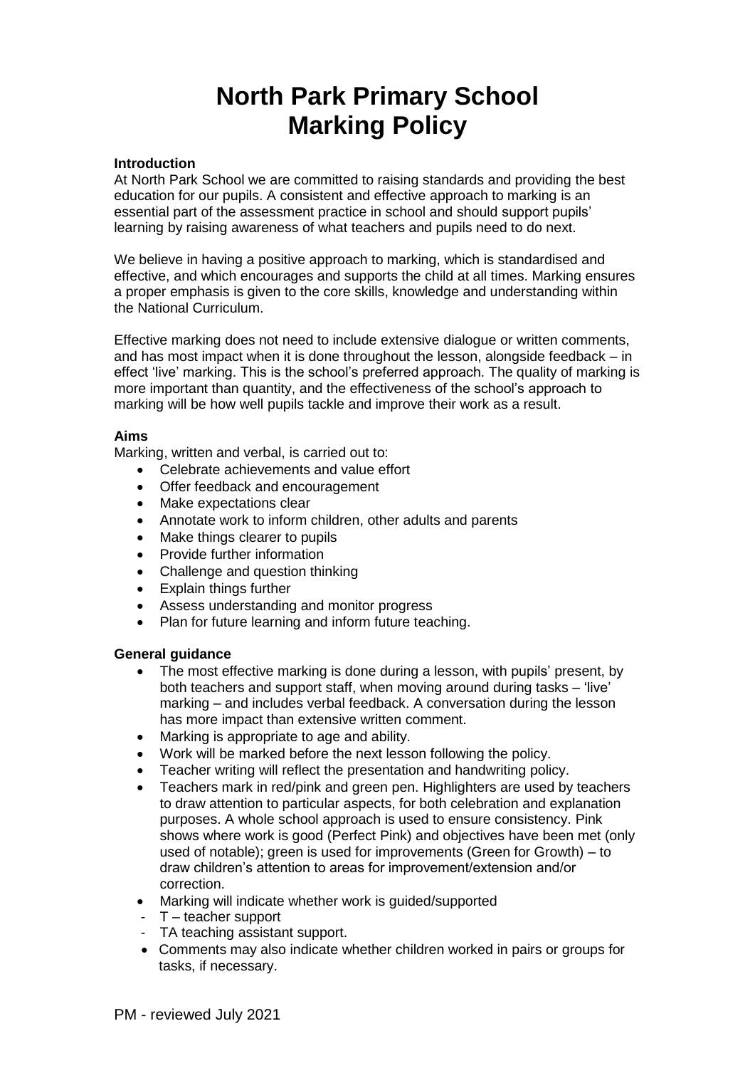# North Park Primary School Marking Policy

**Introduction**

At North Park School we are committed to raising standards and providing the best education for our pupils. A consistent and effective approach to marking is an essential part of the assessment practice in school and should support pupils' learning by raising awareness of what teachers and pupils need to do next.

We believe in having a positive approach to marking, which is standardised and effective, and which encourages and supports the child at all times. Marking ensures a proper emphasis is given to the core skills, knowledge and understanding within the National Curriculum.

Effective marking does not need to include extensive dialogue or written comments, and has most impact when it is done throughout the lesson, alongside feedback – in effect 'live' marking. This is the school's preferred approach. The quality of marking is more important than quantity, and the effectiveness of the school's approach to marking will be how well pupils tackle and improve their work as a result.

**Aims**

Marking, written and verbal, is carried out to:

- Celebrate achievements and value effort
- Offer feedback and encouragement
- Make expectations clear
- Annotate work to inform children, other adults and parents
- Make things clearer to pupils
- Provide further information
- Challenge and question thinking
- Explain things further
- Assess understanding and monitor progress
- Plan for future learning and inform future teaching.

**General guidance**

- The most effective marking is done during a lesson, with pupils' present, by both teachers and support staff, when moving around during tasks – 'live' marking – and includes verbal feedback. A conversation during the lesson has more impact than extensive written comment.
- Marking is appropriate to age and ability.
- Work will be marked before the next lesson following the policy.
- Teacher writing will reflect the presentation and handwriting policy.
- Teachers mark in red/pink and green pen. Highlighters are used by teachers to draw attention to particular aspects, for both celebration and explanation purposes. A whole school approach is used to ensure consistency. Pink shows where work is good (Perfect Pink) and objectives have been met (only used of notable); green is used for improvements (Green for Growth) – to draw children's attention to areas for improvement/extension and/or correction.
- Marking will indicate whether work is guided/supported
  - T – teacher support
  - TA teaching assistant support.
- Comments may also indicate whether children worked in pairs or groups for tasks, if necessary.

PM - reviewed July 2021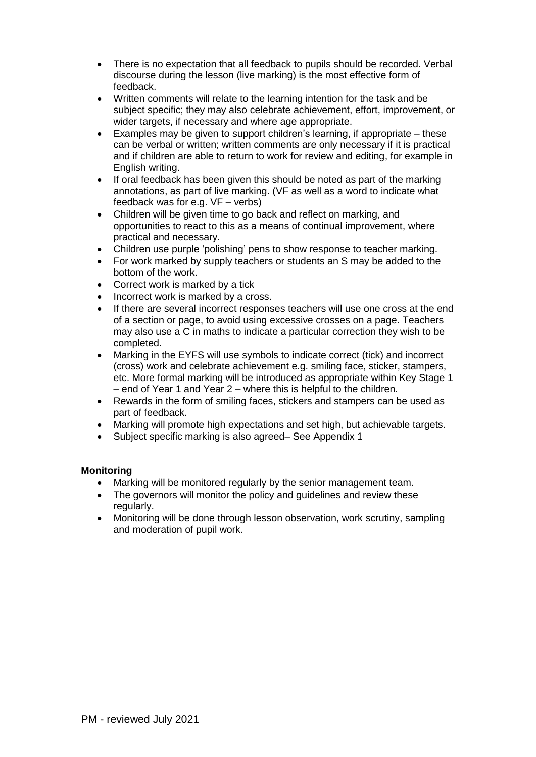- There is no expectation that all feedback to pupils should be recorded. Verbal discourse during the lesson (live marking) is the most effective form of feedback.
- Written comments will relate to the learning intention for the task and be subject specific; they may also celebrate achievement, effort, improvement, or wider targets, if necessary and where age appropriate.
- Examples may be given to support children's learning, if appropriate – these can be verbal or written; written comments are only necessary if it is practical and if children are able to return to work for review and editing, for example in English writing.
- If oral feedback has been given this should be noted as part of the marking annotations, as part of live marking. (VF as well as a word to indicate what feedback was for e.g. VF – verbs)
- Children will be given time to go back and reflect on marking, and opportunities to react to this as a means of continual improvement, where practical and necessary.
- Children use purple 'polishing' pens to show response to teacher marking.
- For work marked by supply teachers or students an S may be added to the bottom of the work.
- Correct work is marked by a tick
- Incorrect work is marked by a cross.
- If there are several incorrect responses teachers will use one cross at the end of a section or page, to avoid using excessive crosses on a page. Teachers may also use a C in maths to indicate a particular correction they wish to be completed.
- Marking in the EYFS will use symbols to indicate correct (tick) and incorrect (cross) work and celebrate achievement e.g. smiling face, sticker, stampers, etc. More formal marking will be introduced as appropriate within Key Stage 1 – end of Year 1 and Year 2 – where this is helpful to the children.
- Rewards in the form of smiling faces, stickers and stampers can be used as part of feedback.
- Marking will promote high expectations and set high, but achievable targets.
- Subject specific marking is also agreed– See Appendix 1

**Monitoring**

- Marking will be monitored regularly by the senior management team.
- The governors will monitor the policy and guidelines and review these regularly.
- Monitoring will be done through lesson observation, work scrutiny, sampling and moderation of pupil work.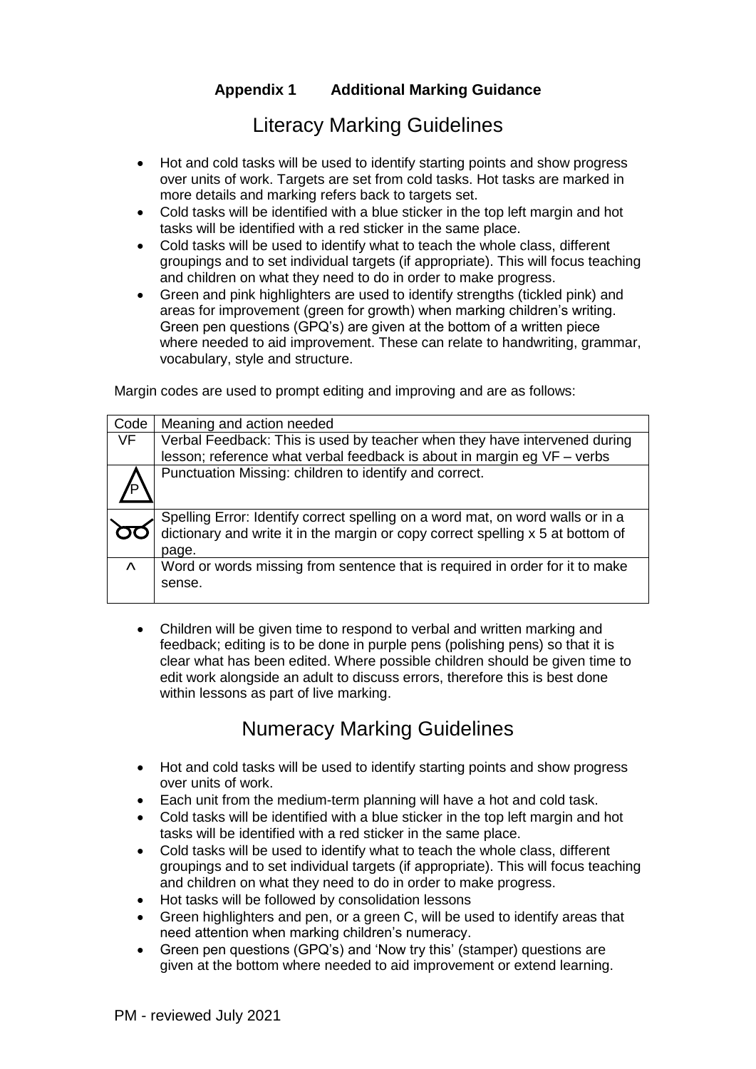**Appendix 1 Additional Marking Guidance**

# Literacy Marking Guidelines

- Hot and cold tasks will be used to identify starting points and show progress over units of work. Targets are set from cold tasks. Hot tasks are marked in more details and marking refers back to targets set.
- Cold tasks will be identified with a blue sticker in the top left margin and hot tasks will be identified with a red sticker in the same place.
- Cold tasks will be used to identify what to teach the whole class, different groupings and to set individual targets (if appropriate). This will focus teaching and children on what they need to do in order to make progress.
- Green and pink highlighters are used to identify strengths (tickled pink) and areas for improvement (green for growth) when marking children's writing. Green pen questions (GPQ's) are given at the bottom of a written piece where needed to aid improvement. These can relate to handwriting, grammar, vocabulary, style and structure.

Margin codes are used to prompt editing and improving and are as follows:

| Code | Meaning and action needed |
| --- | --- |
| VF | Verbal Feedback: This is used by teacher when they have intervened during lesson; reference what verbal feedback is about in margin eg VF – verbs |
| △P | Punctuation Missing: children to identify and correct. |
| ʘʘ | Spelling Error: Identify correct spelling on a word mat, on word walls or in a dictionary and write it in the margin or copy correct spelling x 5 at bottom of page. |
| ^ | Word or words missing from sentence that is required in order for it to make sense. |

- Children will be given time to respond to verbal and written marking and feedback; editing is to be done in purple pens (polishing pens) so that it is clear what has been edited. Where possible children should be given time to edit work alongside an adult to discuss errors, therefore this is best done within lessons as part of live marking.

# Numeracy Marking Guidelines

- Hot and cold tasks will be used to identify starting points and show progress over units of work.
- Each unit from the medium-term planning will have a hot and cold task.
- Cold tasks will be identified with a blue sticker in the top left margin and hot tasks will be identified with a red sticker in the same place.
- Cold tasks will be used to identify what to teach the whole class, different groupings and to set individual targets (if appropriate). This will focus teaching and children on what they need to do in order to make progress.
- Hot tasks will be followed by consolidation lessons
- Green highlighters and pen, or a green C, will be used to identify areas that need attention when marking children's numeracy.
- Green pen questions (GPQ's) and 'Now try this' (stamper) questions are given at the bottom where needed to aid improvement or extend learning.